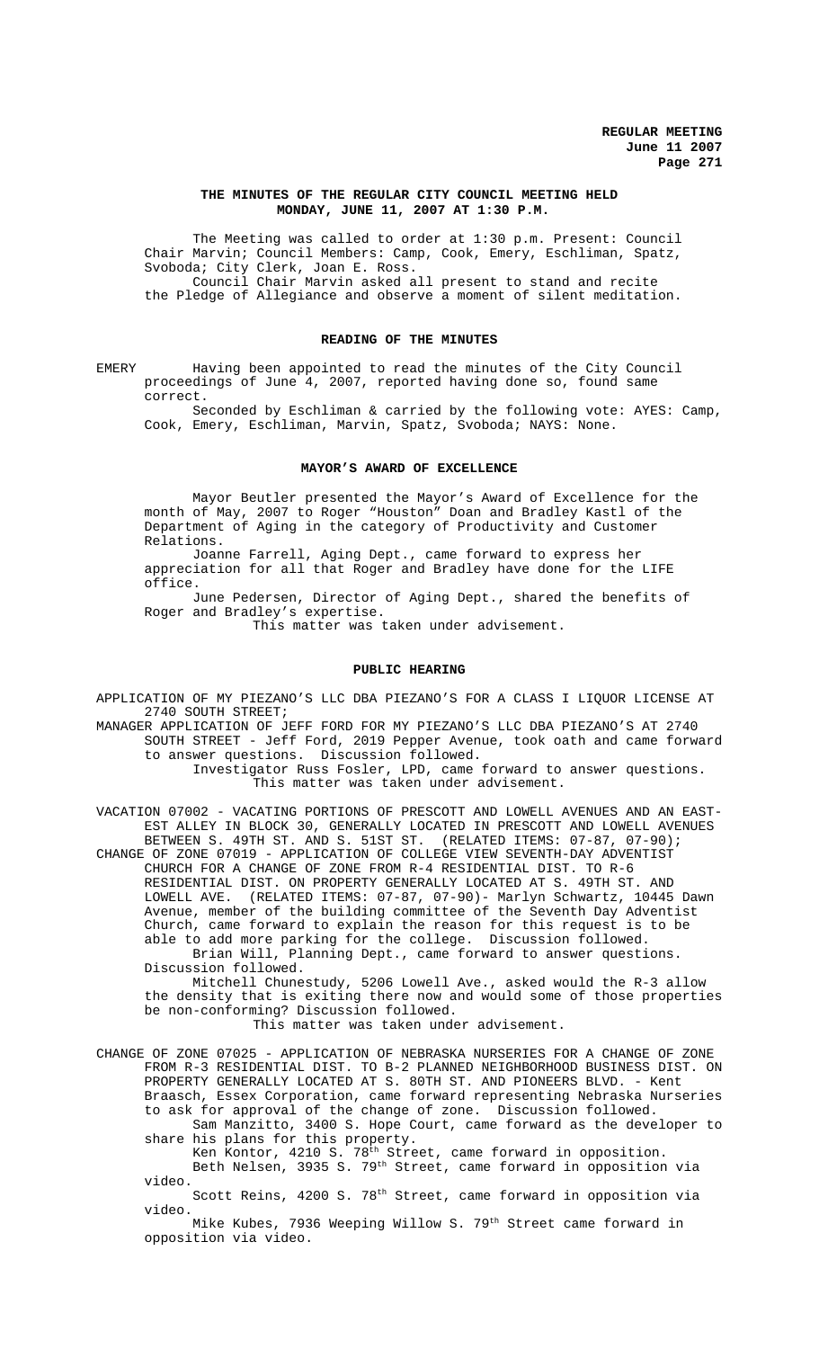# THE MINUTES OF THE REGULAR CITY COUNCIL MEETING HELD MONDAY, JUNE 11, 2007 AT 1:30 P.M.

The Meeting was called to order at 1:30 p.m. Present: Council Chair Marvin; Council Members: Camp, Cook, Emery, Eschliman, Spatz, Svoboda; City Clerk, Joan E. Ross.

Council Chair Marvin asked all present to stand and recite the Pledge of Allegiance and observe a moment of silent meditation.

## READING OF THE MINUTES

EMERY Having been appointed to read the minutes of the City Council proceedings of June 4, 2007, reported having done so, found same correct.

Seconded by Eschliman & carried by the following vote: AYES: Camp, Cook, Emery, Eschliman, Marvin, Spatz, Svoboda; NAYS: None.

## MAYOR'S AWARD OF EXCELLENCE

Mayor Beutler presented the Mayor's Award of Excellence for the month of May, 2007 to Roger "Houston" Doan and Bradley Kastl of the Department of Aging in the category of Productivity and Customer Relations.

Joanne Farrell, Aging Dept., came forward to express her appreciation for all that Roger and Bradley have done for the LIFE office.

June Pedersen, Director of Aging Dept., shared the benefits of Roger and Bradley's expertise.

This matter was taken under advisement.

## PUBLIC HEARING

APPLICATION OF MY PIEZANO'S LLC DBA PIEZANO'S FOR A CLASS I LIQUOR LICENSE AT 2740 SOUTH STREET;

MANAGER APPLICATION OF JEFF FORD FOR MY PIEZANO'S LLC DBA PIEZANO'S AT 2740 SOUTH STREET - Jeff Ford, 2019 Pepper Avenue, took oath and came forward to answer questions. Discussion followed.

Investigator Russ Fosler, LPD, came forward to answer questions.

This matter was taken under advisement.

VACATION 07002 - VACATING PORTIONS OF PRESCOTT AND LOWELL AVENUES AND AN EAST-EST ALLEY IN BLOCK 30, GENERALLY LOCATED IN PRESCOTT AND LOWELL AVENUES BETWEEN S. 49TH ST. AND S. 51ST ST. (RELATED ITEMS: 07-87, 07-90);

CHANGE OF ZONE 07019 - APPLICATION OF COLLEGE VIEW SEVENTH-DAY ADVENTIST CHURCH FOR A CHANGE OF ZONE FROM R-4 RESIDENTIAL DIST. TO R-6 RESIDENTIAL DIST. ON PROPERTY GENERALLY LOCATED AT S. 49TH ST. AND LOWELL AVE. (RELATED ITEMS: 07-87, 07-90)- Marlyn Schwartz, 10445 Dawn Avenue, member of the building committee of the Seventh Day Adventist Church, came forward to explain the reason for this request is to be able to add more parking for the college. Discussion followed.

Brian Will, Planning Dept., came forward to answer questions. Discussion followed.

Mitchell Chunestudy, 5206 Lowell Ave., asked would the R-3 allow the density that is exiting there now and would some of those properties be non-conforming? Discussion followed.

This matter was taken under advisement.

CHANGE OF ZONE 07025 - APPLICATION OF NEBRASKA NURSERIES FOR A CHANGE OF ZONE FROM R-3 RESIDENTIAL DIST. TO B-2 PLANNED NEIGHBORHOOD BUSINESS DIST. ON PROPERTY GENERALLY LOCATED AT S. 80TH ST. AND PIONEERS BLVD. - Kent Braasch, Essex Corporation, came forward representing Nebraska Nurseries to ask for approval of the change of zone. Discussion followed.

Sam Manzitto, 3400 S. Hope Court, came forward as the developer to share his plans for this property.

Ken Kontor, 4210 S. 78th Street, came forward in opposition.

Beth Nelsen, 3935 S. 79th Street, came forward in opposition via video.

Scott Reins, 4200 S. 78th Street, came forward in opposition via video.

Mike Kubes, 7936 Weeping Willow S. 79th Street came forward in opposition via video.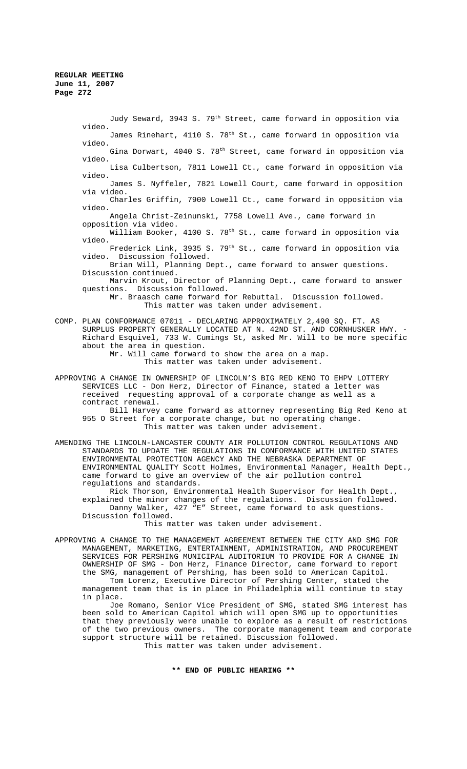Judy Seward, 3943 S. 79th Street, came forward in opposition via video.

James Rinehart, 4110 S. 78th St., came forward in opposition via video.

Gina Dorwart, 4040 S. 78th Street, came forward in opposition via video.

Lisa Culbertson, 7811 Lowell Ct., came forward in opposition via video.

James S. Nyffeler, 7821 Lowell Court, came forward in opposition via video.

Charles Griffin, 7900 Lowell Ct., came forward in opposition via video.

Angela Christ-Zeinunski, 7758 Lowell Ave., came forward in opposition via video.

William Booker, 4100 S. 78th St., came forward in opposition via video.

Frederick Link, 3935 S. 79th St., came forward in opposition via video. Discussion followed.

Brian Will, Planning Dept., came forward to answer questions. Discussion continued.

Marvin Krout, Director of Planning Dept., came forward to answer questions. Discussion followed.

Mr. Braasch came forward for Rebuttal. Discussion followed.

This matter was taken under advisement.

COMP. PLAN CONFORMANCE 07011 - DECLARING APPROXIMATELY 2,490 SQ. FT. AS SURPLUS PROPERTY GENERALLY LOCATED AT N. 42ND ST. AND CORNHUSKER HWY. - Richard Esquivel, 733 W. Cumings St, asked Mr. Will to be more specific about the area in question.

Mr. Will came forward to show the area on a map.

This matter was taken under advisement.

APPROVING A CHANGE IN OWNERSHIP OF LINCOLN'S BIG RED KENO TO EHPV LOTTERY SERVICES LLC - Don Herz, Director of Finance, stated a letter was received requesting approval of a corporate change as well as a contract renewal.

Bill Harvey came forward as attorney representing Big Red Keno at 955 O Street for a corporate change, but no operating change.

This matter was taken under advisement.

AMENDING THE LINCOLN-LANCASTER COUNTY AIR POLLUTION CONTROL REGULATIONS AND STANDARDS TO UPDATE THE REGULATIONS IN CONFORMANCE WITH UNITED STATES ENVIRONMENTAL PROTECTION AGENCY AND THE NEBRASKA DEPARTMENT OF ENVIRONMENTAL QUALITY Scott Holmes, Environmental Manager, Health Dept., came forward to give an overview of the air pollution control regulations and standards.

Rick Thorson, Environmental Health Supervisor for Health Dept., explained the minor changes of the regulations. Discussion followed.

Danny Walker, 427 "E" Street, came forward to ask questions. Discussion followed.

This matter was taken under advisement.

APPROVING A CHANGE TO THE MANAGEMENT AGREEMENT BETWEEN THE CITY AND SMG FOR MANAGEMENT, MARKETING, ENTERTAINMENT, ADMINISTRATION, AND PROCUREMENT SERVICES FOR PERSHING MUNICIPAL AUDITORIUM TO PROVIDE FOR A CHANGE IN OWNERSHIP OF SMG - Don Herz, Finance Director, came forward to report the SMG, management of Pershing, has been sold to American Capitol.

Tom Lorenz, Executive Director of Pershing Center, stated the management team that is in place in Philadelphia will continue to stay in place.

Joe Romano, Senior Vice President of SMG, stated SMG interest has been sold to American Capitol which will open SMG up to opportunities that they previously were unable to explore as a result of restrictions of the two previous owners. The corporate management team and corporate support structure will be retained. Discussion followed.

This matter was taken under advisement.

**\*\* END OF PUBLIC HEARING \*\***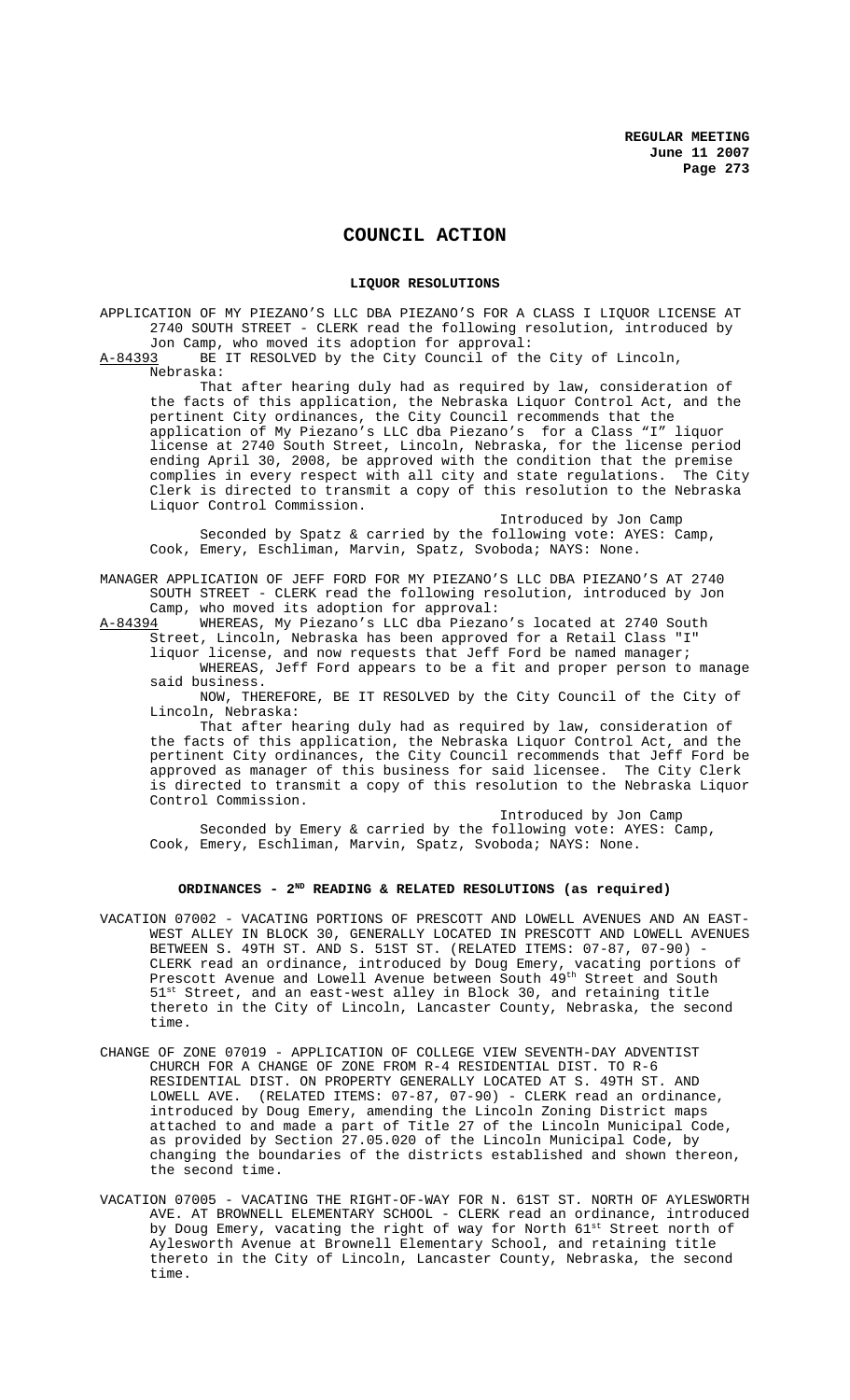# COUNCIL ACTION

## LIQUOR RESOLUTIONS

APPLICATION OF MY PIEZANO'S LLC DBA PIEZANO'S FOR A CLASS I LIQUOR LICENSE AT 2740 SOUTH STREET - CLERK read the following resolution, introduced by Jon Camp, who moved its adoption for approval:

A-84393 BE IT RESOLVED by the City Council of the City of Lincoln, Nebraska:

That after hearing duly had as required by law, consideration of the facts of this application, the Nebraska Liquor Control Act, and the pertinent City ordinances, the City Council recommends that the application of My Piezano's LLC dba Piezano's for a Class "I" liquor license at 2740 South Street, Lincoln, Nebraska, for the license period ending April 30, 2008, be approved with the condition that the premise complies in every respect with all city and state regulations. The City Clerk is directed to transmit a copy of this resolution to the Nebraska Liquor Control Commission.

Introduced by Jon Camp

Seconded by Spatz & carried by the following vote: AYES: Camp, Cook, Emery, Eschliman, Marvin, Spatz, Svoboda; NAYS: None.

MANAGER APPLICATION OF JEFF FORD FOR MY PIEZANO'S LLC DBA PIEZANO'S AT 2740 SOUTH STREET - CLERK read the following resolution, introduced by Jon Camp, who moved its adoption for approval:

A-84394 WHEREAS, My Piezano's LLC dba Piezano's located at 2740 South Street, Lincoln, Nebraska has been approved for a Retail Class "I" liquor license, and now requests that Jeff Ford be named manager;

WHEREAS, Jeff Ford appears to be a fit and proper person to manage said business.

NOW, THEREFORE, BE IT RESOLVED by the City Council of the City of Lincoln, Nebraska:

That after hearing duly had as required by law, consideration of the facts of this application, the Nebraska Liquor Control Act, and the pertinent City ordinances, the City Council recommends that Jeff Ford be approved as manager of this business for said licensee. The City Clerk is directed to transmit a copy of this resolution to the Nebraska Liquor Control Commission.

Introduced by Jon Camp

Seconded by Emery & carried by the following vote: AYES: Camp, Cook, Emery, Eschliman, Marvin, Spatz, Svoboda; NAYS: None.

## ORDINANCES - 2ND READING & RELATED RESOLUTIONS (as required)

VACATION 07002 - VACATING PORTIONS OF PRESCOTT AND LOWELL AVENUES AND AN EAST-WEST ALLEY IN BLOCK 30, GENERALLY LOCATED IN PRESCOTT AND LOWELL AVENUES BETWEEN S. 49TH ST. AND S. 51ST ST. (RELATED ITEMS: 07-87, 07-90) - CLERK read an ordinance, introduced by Doug Emery, vacating portions of Prescott Avenue and Lowell Avenue between South 49th Street and South 51st Street, and an east-west alley in Block 30, and retaining title thereto in the City of Lincoln, Lancaster County, Nebraska, the second time.

CHANGE OF ZONE 07019 - APPLICATION OF COLLEGE VIEW SEVENTH-DAY ADVENTIST CHURCH FOR A CHANGE OF ZONE FROM R-4 RESIDENTIAL DIST. TO R-6 RESIDENTIAL DIST. ON PROPERTY GENERALLY LOCATED AT S. 49TH ST. AND LOWELL AVE. (RELATED ITEMS: 07-87, 07-90) - CLERK read an ordinance, introduced by Doug Emery, amending the Lincoln Zoning District maps attached to and made a part of Title 27 of the Lincoln Municipal Code, as provided by Section 27.05.020 of the Lincoln Municipal Code, by changing the boundaries of the districts established and shown thereon, the second time.

VACATION 07005 - VACATING THE RIGHT-OF-WAY FOR N. 61ST ST. NORTH OF AYLESWORTH AVE. AT BROWNELL ELEMENTARY SCHOOL - CLERK read an ordinance, introduced by Doug Emery, vacating the right of way for North 61st Street north of Aylesworth Avenue at Brownell Elementary School, and retaining title thereto in the City of Lincoln, Lancaster County, Nebraska, the second time.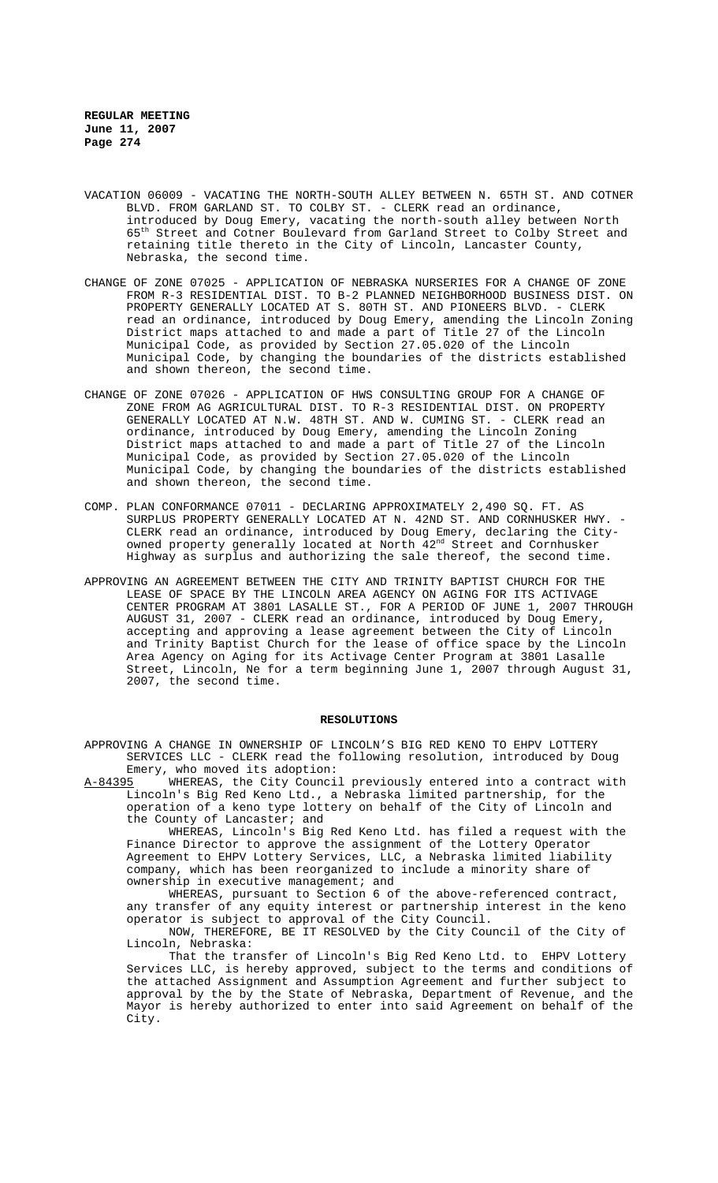VACATION 06009 - VACATING THE NORTH-SOUTH ALLEY BETWEEN N. 65TH ST. AND COTNER BLVD. FROM GARLAND ST. TO COLBY ST. - CLERK read an ordinance, introduced by Doug Emery, vacating the north-south alley between North 65th Street and Cotner Boulevard from Garland Street to Colby Street and retaining title thereto in the City of Lincoln, Lancaster County, Nebraska, the second time.

CHANGE OF ZONE 07025 - APPLICATION OF NEBRASKA NURSERIES FOR A CHANGE OF ZONE FROM R-3 RESIDENTIAL DIST. TO B-2 PLANNED NEIGHBORHOOD BUSINESS DIST. ON PROPERTY GENERALLY LOCATED AT S. 80TH ST. AND PIONEERS BLVD. - CLERK read an ordinance, introduced by Doug Emery, amending the Lincoln Zoning District maps attached to and made a part of Title 27 of the Lincoln Municipal Code, as provided by Section 27.05.020 of the Lincoln Municipal Code, by changing the boundaries of the districts established and shown thereon, the second time.

CHANGE OF ZONE 07026 - APPLICATION OF HWS CONSULTING GROUP FOR A CHANGE OF ZONE FROM AG AGRICULTURAL DIST. TO R-3 RESIDENTIAL DIST. ON PROPERTY GENERALLY LOCATED AT N.W. 48TH ST. AND W. CUMING ST. - CLERK read an ordinance, introduced by Doug Emery, amending the Lincoln Zoning District maps attached to and made a part of Title 27 of the Lincoln Municipal Code, as provided by Section 27.05.020 of the Lincoln Municipal Code, by changing the boundaries of the districts established and shown thereon, the second time.

COMP. PLAN CONFORMANCE 07011 - DECLARING APPROXIMATELY 2,490 SQ. FT. AS SURPLUS PROPERTY GENERALLY LOCATED AT N. 42ND ST. AND CORNHUSKER HWY. - CLERK read an ordinance, introduced by Doug Emery, declaring the City-owned property generally located at North 42nd Street and Cornhusker Highway as surplus and authorizing the sale thereof, the second time.

APPROVING AN AGREEMENT BETWEEN THE CITY AND TRINITY BAPTIST CHURCH FOR THE LEASE OF SPACE BY THE LINCOLN AREA AGENCY ON AGING FOR ITS ACTIVAGE CENTER PROGRAM AT 3801 LASALLE ST., FOR A PERIOD OF JUNE 1, 2007 THROUGH AUGUST 31, 2007 - CLERK read an ordinance, introduced by Doug Emery, accepting and approving a lease agreement between the City of Lincoln and Trinity Baptist Church for the lease of office space by the Lincoln Area Agency on Aging for its Activage Center Program at 3801 Lasalle Street, Lincoln, Ne for a term beginning June 1, 2007 through August 31, 2007, the second time.

## RESOLUTIONS

APPROVING A CHANGE IN OWNERSHIP OF LINCOLN'S BIG RED KENO TO EHPV LOTTERY SERVICES LLC - CLERK read the following resolution, introduced by Doug Emery, who moved its adoption:

A-84395 WHEREAS, the City Council previously entered into a contract with Lincoln's Big Red Keno Ltd., a Nebraska limited partnership, for the operation of a keno type lottery on behalf of the City of Lincoln and the County of Lancaster; and

WHEREAS, Lincoln's Big Red Keno Ltd. has filed a request with the Finance Director to approve the assignment of the Lottery Operator Agreement to EHPV Lottery Services, LLC, a Nebraska limited liability company, which has been reorganized to include a minority share of ownership in executive management; and

WHEREAS, pursuant to Section 6 of the above-referenced contract, any transfer of any equity interest or partnership interest in the keno operator is subject to approval of the City Council.

NOW, THEREFORE, BE IT RESOLVED by the City Council of the City of Lincoln, Nebraska:

That the transfer of Lincoln's Big Red Keno Ltd. to EHPV Lottery Services LLC, is hereby approved, subject to the terms and conditions of the attached Assignment and Assumption Agreement and further subject to approval by the by the State of Nebraska, Department of Revenue, and the Mayor is hereby authorized to enter into said Agreement on behalf of the City.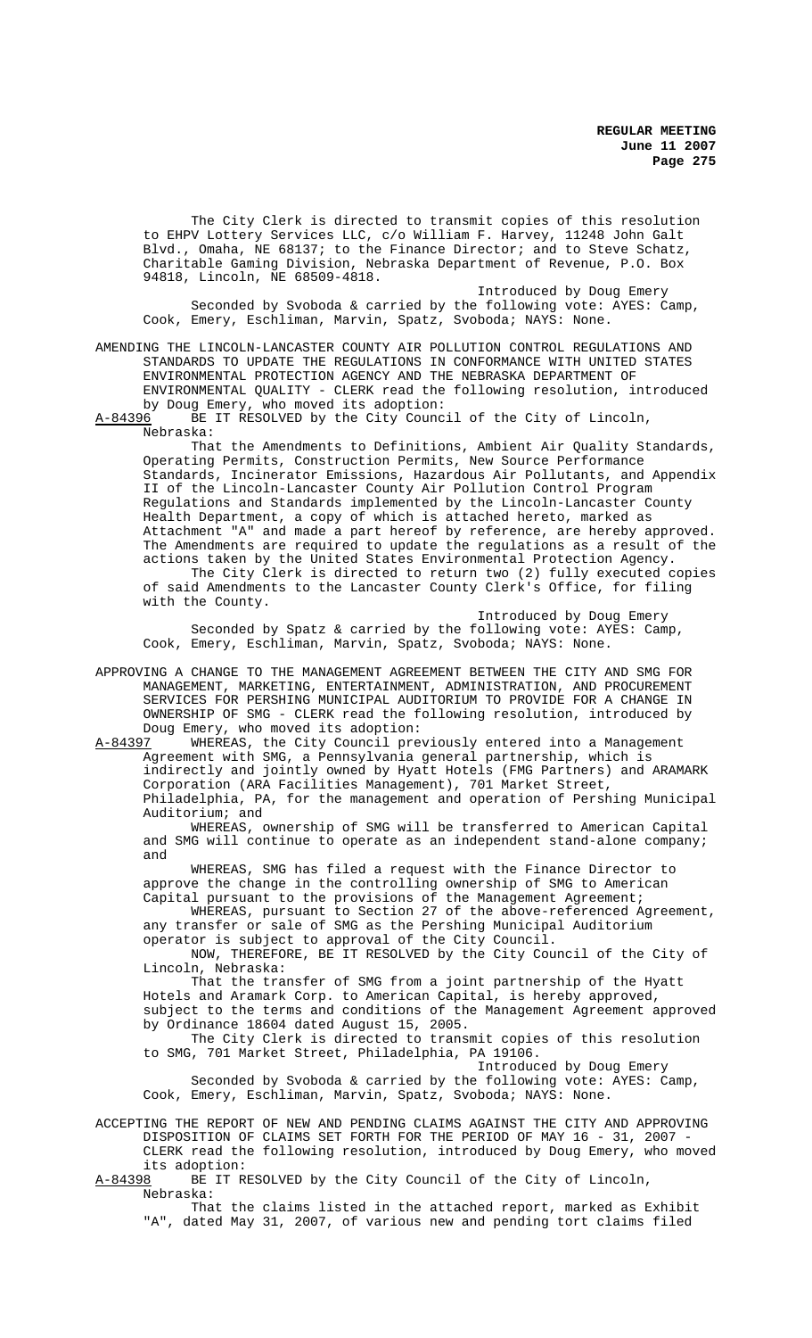The City Clerk is directed to transmit copies of this resolution to EHPV Lottery Services LLC, c/o William F. Harvey, 11248 John Galt Blvd., Omaha, NE 68137; to the Finance Director; and to Steve Schatz, Charitable Gaming Division, Nebraska Department of Revenue, P.O. Box 94818, Lincoln, NE 68509-4818.

Introduced by Doug Emery

Seconded by Svoboda & carried by the following vote: AYES: Camp, Cook, Emery, Eschliman, Marvin, Spatz, Svoboda; NAYS: None.

AMENDING THE LINCOLN-LANCASTER COUNTY AIR POLLUTION CONTROL REGULATIONS AND STANDARDS TO UPDATE THE REGULATIONS IN CONFORMANCE WITH UNITED STATES ENVIRONMENTAL PROTECTION AGENCY AND THE NEBRASKA DEPARTMENT OF ENVIRONMENTAL QUALITY - CLERK read the following resolution, introduced by Doug Emery, who moved its adoption:

A-84396 BE IT RESOLVED by the City Council of the City of Lincoln, Nebraska:

That the Amendments to Definitions, Ambient Air Quality Standards, Operating Permits, Construction Permits, New Source Performance Standards, Incinerator Emissions, Hazardous Air Pollutants, and Appendix II of the Lincoln-Lancaster County Air Pollution Control Program Regulations and Standards implemented by the Lincoln-Lancaster County Health Department, a copy of which is attached hereto, marked as Attachment "A" and made a part hereof by reference, are hereby approved. The Amendments are required to update the regulations as a result of the actions taken by the United States Environmental Protection Agency.

The City Clerk is directed to return two (2) fully executed copies of said Amendments to the Lancaster County Clerk's Office, for filing with the County.

Introduced by Doug Emery

Seconded by Spatz & carried by the following vote: AYES: Camp, Cook, Emery, Eschliman, Marvin, Spatz, Svoboda; NAYS: None.

APPROVING A CHANGE TO THE MANAGEMENT AGREEMENT BETWEEN THE CITY AND SMG FOR MANAGEMENT, MARKETING, ENTERTAINMENT, ADMINISTRATION, AND PROCUREMENT SERVICES FOR PERSHING MUNICIPAL AUDITORIUM TO PROVIDE FOR A CHANGE IN OWNERSHIP OF SMG - CLERK read the following resolution, introduced by Doug Emery, who moved its adoption:

A-84397 WHEREAS, the City Council previously entered into a Management Agreement with SMG, a Pennsylvania general partnership, which is indirectly and jointly owned by Hyatt Hotels (FMG Partners) and ARAMARK Corporation (ARA Facilities Management), 701 Market Street, Philadelphia, PA, for the management and operation of Pershing Municipal Auditorium; and

WHEREAS, ownership of SMG will be transferred to American Capital and SMG will continue to operate as an independent stand-alone company; and

WHEREAS, SMG has filed a request with the Finance Director to approve the change in the controlling ownership of SMG to American Capital pursuant to the provisions of the Management Agreement;

WHEREAS, pursuant to Section 27 of the above-referenced Agreement, any transfer or sale of SMG as the Pershing Municipal Auditorium operator is subject to approval of the City Council.

NOW, THEREFORE, BE IT RESOLVED by the City Council of the City of Lincoln, Nebraska:

That the transfer of SMG from a joint partnership of the Hyatt Hotels and Aramark Corp. to American Capital, is hereby approved, subject to the terms and conditions of the Management Agreement approved by Ordinance 18604 dated August 15, 2005.

The City Clerk is directed to transmit copies of this resolution to SMG, 701 Market Street, Philadelphia, PA 19106.

Introduced by Doug Emery

Seconded by Svoboda & carried by the following vote: AYES: Camp, Cook, Emery, Eschliman, Marvin, Spatz, Svoboda; NAYS: None.

ACCEPTING THE REPORT OF NEW AND PENDING CLAIMS AGAINST THE CITY AND APPROVING DISPOSITION OF CLAIMS SET FORTH FOR THE PERIOD OF MAY 16 - 31, 2007 - CLERK read the following resolution, introduced by Doug Emery, who moved its adoption:

A-84398 BE IT RESOLVED by the City Council of the City of Lincoln, Nebraska:

That the claims listed in the attached report, marked as Exhibit "A", dated May 31, 2007, of various new and pending tort claims filed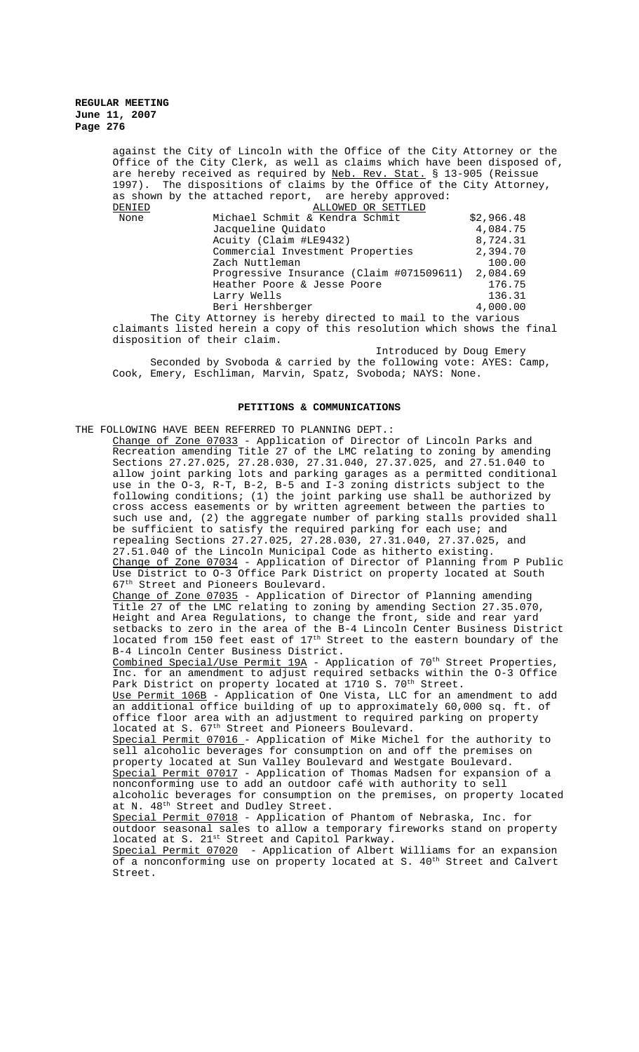against the City of Lincoln with the Office of the City Attorney or the Office of the City Clerk, as well as claims which have been disposed of, are hereby received as required by Neb. Rev. Stat. § 13-905 (Reissue 1997). The dispositions of claims by the Office of the City Attorney, as shown by the attached report, are hereby approved:

| DENIED | ALLOWED OR SETTLED | |
|---|---|---|
| None | Michael Schmit & Kendra Schmit | $2,966.48 |
| | Jacqueline Quidato | 4,084.75 |
| | Acuity (Claim #LE9432) | 8,724.31 |
| | Commercial Investment Properties | 2,394.70 |
| | Zach Nuttleman | 100.00 |
| | Progressive Insurance (Claim #071509611) | 2,084.69 |
| | Heather Poore & Jesse Poore | 176.75 |
| | Larry Wells | 136.31 |
| | Beri Hershberger | 4,000.00 |

The City Attorney is hereby directed to mail to the various claimants listed herein a copy of this resolution which shows the final disposition of their claim.

Introduced by Doug Emery

Seconded by Svoboda & carried by the following vote: AYES: Camp, Cook, Emery, Eschliman, Marvin, Spatz, Svoboda; NAYS: None.

## PETITIONS & COMMUNICATIONS

THE FOLLOWING HAVE BEEN REFERRED TO PLANNING DEPT.:

Change of Zone 07033 - Application of Director of Lincoln Parks and Recreation amending Title 27 of the LMC relating to zoning by amending Sections 27.27.025, 27.28.030, 27.31.040, 27.37.025, and 27.51.040 to allow joint parking lots and parking garages as a permitted conditional use in the O-3, R-T, B-2, B-5 and I-3 zoning districts subject to the following conditions; (1) the joint parking use shall be authorized by cross access easements or by written agreement between the parties to such use and, (2) the aggregate number of parking stalls provided shall be sufficient to satisfy the required parking for each use; and repealing Sections 27.27.025, 27.28.030, 27.31.040, 27.37.025, and 27.51.040 of the Lincoln Municipal Code as hitherto existing.

Change of Zone 07034 - Application of Director of Planning from P Public Use District to O-3 Office Park District on property located at South 67th Street and Pioneers Boulevard.

Change of Zone 07035 - Application of Director of Planning amending Title 27 of the LMC relating to zoning by amending Section 27.35.070, Height and Area Regulations, to change the front, side and rear yard setbacks to zero in the area of the B-4 Lincoln Center Business District located from 150 feet east of 17th Street to the eastern boundary of the B-4 Lincoln Center Business District.

Combined Special/Use Permit 19A - Application of 70th Street Properties, Inc. for an amendment to adjust required setbacks within the O-3 Office Park District on property located at 1710 S. 70th Street.

Use Permit 106B - Application of One Vista, LLC for an amendment to add an additional office building of up to approximately 60,000 sq. ft. of office floor area with an adjustment to required parking on property located at S. 67th Street and Pioneers Boulevard.

Special Permit 07016 - Application of Mike Michel for the authority to sell alcoholic beverages for consumption on and off the premises on property located at Sun Valley Boulevard and Westgate Boulevard.

Special Permit 07017 - Application of Thomas Madsen for expansion of a nonconforming use to add an outdoor café with authority to sell alcoholic beverages for consumption on the premises, on property located at N. 48th Street and Dudley Street.

Special Permit 07018 - Application of Phantom of Nebraska, Inc. for outdoor seasonal sales to allow a temporary fireworks stand on property located at S. 21st Street and Capitol Parkway.

Special Permit 07020 - Application of Albert Williams for an expansion of a nonconforming use on property located at S. 40th Street and Calvert Street.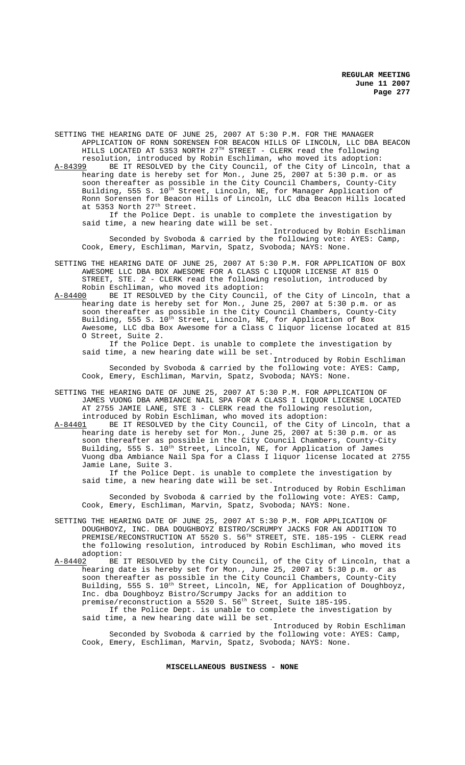SETTING THE HEARING DATE OF JUNE 25, 2007 AT 5:30 P.M. FOR THE MANAGER APPLICATION OF RONN SORENSEN FOR BEACON HILLS OF LINCOLN, LLC DBA BEACON HILLS LOCATED AT 5353 NORTH 27TH STREET - CLERK read the following resolution, introduced by Robin Eschliman, who moved its adoption:

A-84399 BE IT RESOLVED by the City Council, of the City of Lincoln, that a hearing date is hereby set for Mon., June 25, 2007 at 5:30 p.m. or as soon thereafter as possible in the City Council Chambers, County-City Building, 555 S. 10th Street, Lincoln, NE, for Manager Application of Ronn Sorensen for Beacon Hills of Lincoln, LLC dba Beacon Hills located at 5353 North 27th Street.

If the Police Dept. is unable to complete the investigation by said time, a new hearing date will be set.

Introduced by Robin Eschliman

Seconded by Svoboda & carried by the following vote: AYES: Camp, Cook, Emery, Eschliman, Marvin, Spatz, Svoboda; NAYS: None.

SETTING THE HEARING DATE OF JUNE 25, 2007 AT 5:30 P.M. FOR APPLICATION OF BOX AWESOME LLC DBA BOX AWESOME FOR A CLASS C LIQUOR LICENSE AT 815 O STREET, STE. 2 - CLERK read the following resolution, introduced by Robin Eschliman, who moved its adoption:

A-84400 BE IT RESOLVED by the City Council, of the City of Lincoln, that a hearing date is hereby set for Mon., June 25, 2007 at 5:30 p.m. or as soon thereafter as possible in the City Council Chambers, County-City Building, 555 S. 10th Street, Lincoln, NE, for Application of Box Awesome, LLC dba Box Awesome for a Class C liquor license located at 815 O Street, Suite 2.

If the Police Dept. is unable to complete the investigation by said time, a new hearing date will be set.

Introduced by Robin Eschliman

Seconded by Svoboda & carried by the following vote: AYES: Camp, Cook, Emery, Eschliman, Marvin, Spatz, Svoboda; NAYS: None.

SETTING THE HEARING DATE OF JUNE 25, 2007 AT 5:30 P.M. FOR APPLICATION OF JAMES VUONG DBA AMBIANCE NAIL SPA FOR A CLASS I LIQUOR LICENSE LOCATED AT 2755 JAMIE LANE, STE 3 - CLERK read the following resolution, introduced by Robin Eschliman, who moved its adoption:

A-84401 BE IT RESOLVED by the City Council, of the City of Lincoln, that a hearing date is hereby set for Mon., June 25, 2007 at 5:30 p.m. or as soon thereafter as possible in the City Council Chambers, County-City Building, 555 S. 10th Street, Lincoln, NE, for Application of James Vuong dba Ambiance Nail Spa for a Class I liquor license located at 2755 Jamie Lane, Suite 3.

If the Police Dept. is unable to complete the investigation by said time, a new hearing date will be set.

Introduced by Robin Eschliman

Seconded by Svoboda & carried by the following vote: AYES: Camp, Cook, Emery, Eschliman, Marvin, Spatz, Svoboda; NAYS: None.

SETTING THE HEARING DATE OF JUNE 25, 2007 AT 5:30 P.M. FOR APPLICATION OF DOUGHBOYZ, INC. DBA DOUGHBOYZ BISTRO/SCRUMPY JACKS FOR AN ADDITION TO PREMISE/RECONSTRUCTION AT 5520 S. 56TH STREET, STE. 185-195 - CLERK read the following resolution, introduced by Robin Eschliman, who moved its adoption:

A-84402 BE IT RESOLVED by the City Council, of the City of Lincoln, that a hearing date is hereby set for Mon., June 25, 2007 at 5:30 p.m. or as soon thereafter as possible in the City Council Chambers, County-City Building, 555 S. 10th Street, Lincoln, NE, for Application of Doughboyz, Inc. dba Doughboyz Bistro/Scrumpy Jacks for an addition to premise/reconstruction a 5520 S. 56th Street, Suite 185-195.

If the Police Dept. is unable to complete the investigation by said time, a new hearing date will be set.

Introduced by Robin Eschliman

Seconded by Svoboda & carried by the following vote: AYES: Camp, Cook, Emery, Eschliman, Marvin, Spatz, Svoboda; NAYS: None.

**MISCELLANEOUS BUSINESS - NONE**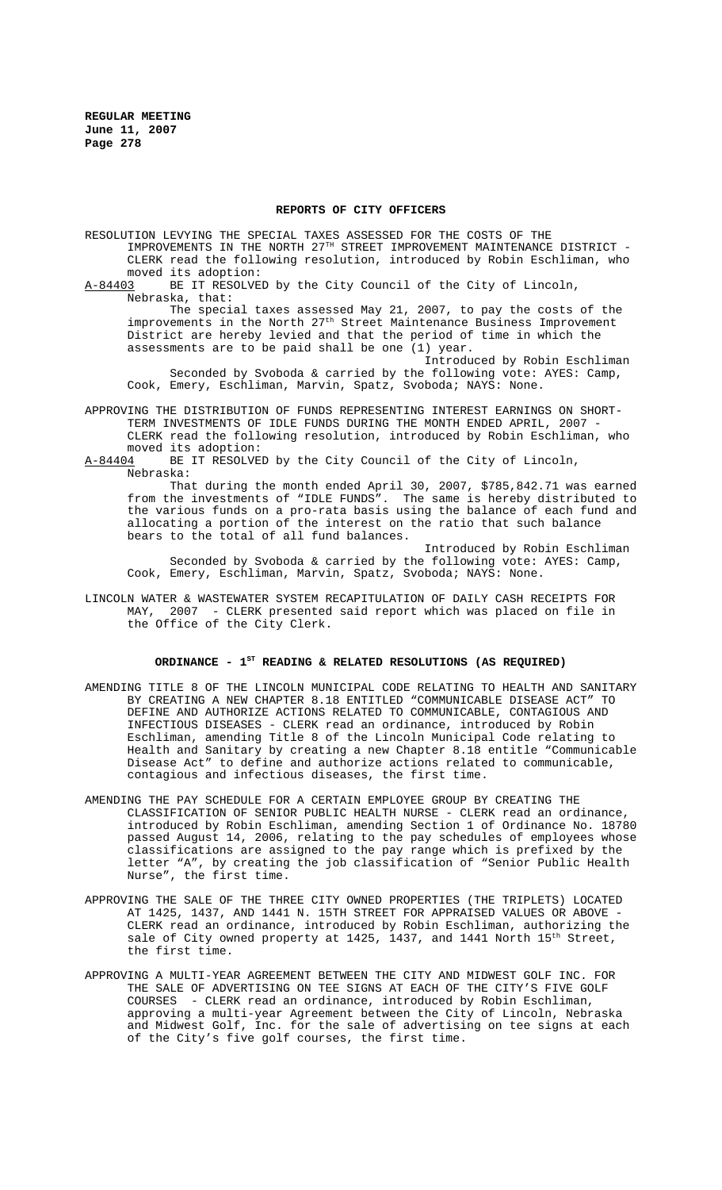## REPORTS OF CITY OFFICERS

RESOLUTION LEVYING THE SPECIAL TAXES ASSESSED FOR THE COSTS OF THE IMPROVEMENTS IN THE NORTH 27TH STREET IMPROVEMENT MAINTENANCE DISTRICT - CLERK read the following resolution, introduced by Robin Eschliman, who moved its adoption:

A-84403 BE IT RESOLVED by the City Council of the City of Lincoln, Nebraska, that:

The special taxes assessed May 21, 2007, to pay the costs of the improvements in the North 27th Street Maintenance Business Improvement District are hereby levied and that the period of time in which the assessments are to be paid shall be one (1) year.

Introduced by Robin Eschliman

Seconded by Svoboda & carried by the following vote: AYES: Camp, Cook, Emery, Eschliman, Marvin, Spatz, Svoboda; NAYS: None.

APPROVING THE DISTRIBUTION OF FUNDS REPRESENTING INTEREST EARNINGS ON SHORT-TERM INVESTMENTS OF IDLE FUNDS DURING THE MONTH ENDED APRIL, 2007 - CLERK read the following resolution, introduced by Robin Eschliman, who moved its adoption:

A-84404 BE IT RESOLVED by the City Council of the City of Lincoln, Nebraska:

That during the month ended April 30, 2007, $785,842.71 was earned from the investments of "IDLE FUNDS". The same is hereby distributed to the various funds on a pro-rata basis using the balance of each fund and allocating a portion of the interest on the ratio that such balance bears to the total of all fund balances.

Introduced by Robin Eschliman

Seconded by Svoboda & carried by the following vote: AYES: Camp, Cook, Emery, Eschliman, Marvin, Spatz, Svoboda; NAYS: None.

LINCOLN WATER & WASTEWATER SYSTEM RECAPITULATION OF DAILY CASH RECEIPTS FOR MAY, 2007 - CLERK presented said report which was placed on file in the Office of the City Clerk.

## ORDINANCE - 1ST READING & RELATED RESOLUTIONS (AS REQUIRED)

AMENDING TITLE 8 OF THE LINCOLN MUNICIPAL CODE RELATING TO HEALTH AND SANITARY BY CREATING A NEW CHAPTER 8.18 ENTITLED "COMMUNICABLE DISEASE ACT" TO DEFINE AND AUTHORIZE ACTIONS RELATED TO COMMUNICABLE, CONTAGIOUS AND INFECTIOUS DISEASES - CLERK read an ordinance, introduced by Robin Eschliman, amending Title 8 of the Lincoln Municipal Code relating to Health and Sanitary by creating a new Chapter 8.18 entitle "Communicable Disease Act" to define and authorize actions related to communicable, contagious and infectious diseases, the first time.

AMENDING THE PAY SCHEDULE FOR A CERTAIN EMPLOYEE GROUP BY CREATING THE CLASSIFICATION OF SENIOR PUBLIC HEALTH NURSE - CLERK read an ordinance, introduced by Robin Eschliman, amending Section 1 of Ordinance No. 18780 passed August 14, 2006, relating to the pay schedules of employees whose classifications are assigned to the pay range which is prefixed by the letter "A", by creating the job classification of "Senior Public Health Nurse", the first time.

APPROVING THE SALE OF THE THREE CITY OWNED PROPERTIES (THE TRIPLETS) LOCATED AT 1425, 1437, AND 1441 N. 15TH STREET FOR APPRAISED VALUES OR ABOVE - CLERK read an ordinance, introduced by Robin Eschliman, authorizing the sale of City owned property at 1425, 1437, and 1441 North 15th Street, the first time.

APPROVING A MULTI-YEAR AGREEMENT BETWEEN THE CITY AND MIDWEST GOLF INC. FOR THE SALE OF ADVERTISING ON TEE SIGNS AT EACH OF THE CITY'S FIVE GOLF COURSES - CLERK read an ordinance, introduced by Robin Eschliman, approving a multi-year Agreement between the City of Lincoln, Nebraska and Midwest Golf, Inc. for the sale of advertising on tee signs at each of the City's five golf courses, the first time.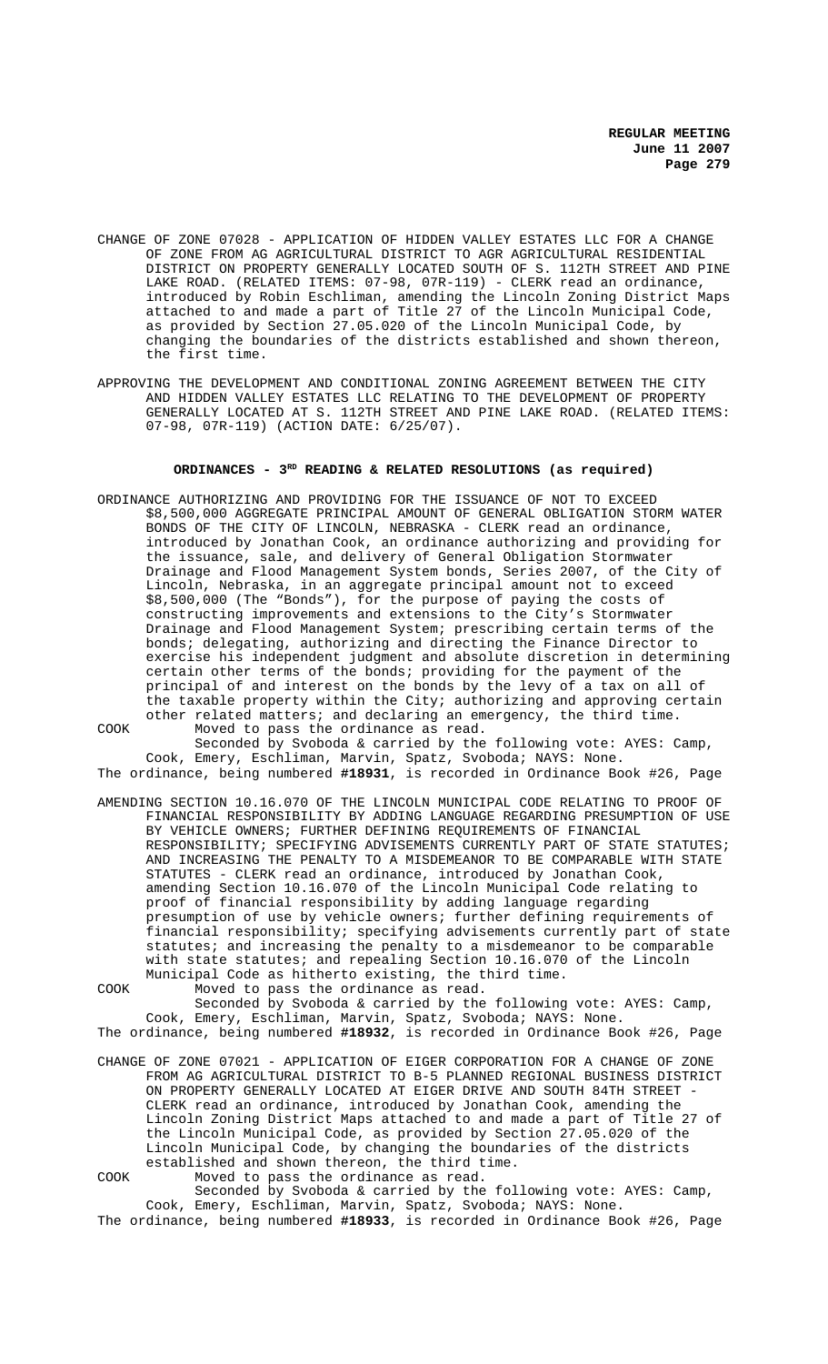CHANGE OF ZONE 07028 - APPLICATION OF HIDDEN VALLEY ESTATES LLC FOR A CHANGE OF ZONE FROM AG AGRICULTURAL DISTRICT TO AGR AGRICULTURAL RESIDENTIAL DISTRICT ON PROPERTY GENERALLY LOCATED SOUTH OF S. 112TH STREET AND PINE LAKE ROAD. (RELATED ITEMS: 07-98, 07R-119) - CLERK read an ordinance, introduced by Robin Eschliman, amending the Lincoln Zoning District Maps attached to and made a part of Title 27 of the Lincoln Municipal Code, as provided by Section 27.05.020 of the Lincoln Municipal Code, by changing the boundaries of the districts established and shown thereon, the first time.

APPROVING THE DEVELOPMENT AND CONDITIONAL ZONING AGREEMENT BETWEEN THE CITY AND HIDDEN VALLEY ESTATES LLC RELATING TO THE DEVELOPMENT OF PROPERTY GENERALLY LOCATED AT S. 112TH STREET AND PINE LAKE ROAD. (RELATED ITEMS: 07-98, 07R-119) (ACTION DATE: 6/25/07).

## ORDINANCES - 3RD READING & RELATED RESOLUTIONS (as required)

ORDINANCE AUTHORIZING AND PROVIDING FOR THE ISSUANCE OF NOT TO EXCEED $8,500,000 AGGREGATE PRINCIPAL AMOUNT OF GENERAL OBLIGATION STORM WATER BONDS OF THE CITY OF LINCOLN, NEBRASKA - CLERK read an ordinance, introduced by Jonathan Cook, an ordinance authorizing and providing for the issuance, sale, and delivery of General Obligation Stormwater Drainage and Flood Management System bonds, Series 2007, of the City of Lincoln, Nebraska, in an aggregate principal amount not to exceed $8,500,000 (The "Bonds"), for the purpose of paying the costs of constructing improvements and extensions to the City's Stormwater Drainage and Flood Management System; prescribing certain terms of the bonds; delegating, authorizing and directing the Finance Director to exercise his independent judgment and absolute discretion in determining certain other terms of the bonds; providing for the payment of the principal of and interest on the bonds by the levy of a tax on all of the taxable property within the City; authorizing and approving certain other related matters; and declaring an emergency, the third time.

COOK Moved to pass the ordinance as read.

Seconded by Svoboda & carried by the following vote: AYES: Camp, Cook, Emery, Eschliman, Marvin, Spatz, Svoboda; NAYS: None.

The ordinance, being numbered **#18931**, is recorded in Ordinance Book #26, Page

AMENDING SECTION 10.16.070 OF THE LINCOLN MUNICIPAL CODE RELATING TO PROOF OF FINANCIAL RESPONSIBILITY BY ADDING LANGUAGE REGARDING PRESUMPTION OF USE BY VEHICLE OWNERS; FURTHER DEFINING REQUIREMENTS OF FINANCIAL RESPONSIBILITY; SPECIFYING ADVISEMENTS CURRENTLY PART OF STATE STATUTES; AND INCREASING THE PENALTY TO A MISDEMEANOR TO BE COMPARABLE WITH STATE STATUTES - CLERK read an ordinance, introduced by Jonathan Cook, amending Section 10.16.070 of the Lincoln Municipal Code relating to proof of financial responsibility by adding language regarding presumption of use by vehicle owners; further defining requirements of financial responsibility; specifying advisements currently part of state statutes; and increasing the penalty to a misdemeanor to be comparable with state statutes; and repealing Section 10.16.070 of the Lincoln Municipal Code as hitherto existing, the third time.

COOK Moved to pass the ordinance as read.

Seconded by Svoboda & carried by the following vote: AYES: Camp, Cook, Emery, Eschliman, Marvin, Spatz, Svoboda; NAYS: None.

The ordinance, being numbered **#18932**, is recorded in Ordinance Book #26, Page

CHANGE OF ZONE 07021 - APPLICATION OF EIGER CORPORATION FOR A CHANGE OF ZONE FROM AG AGRICULTURAL DISTRICT TO B-5 PLANNED REGIONAL BUSINESS DISTRICT ON PROPERTY GENERALLY LOCATED AT EIGER DRIVE AND SOUTH 84TH STREET - CLERK read an ordinance, introduced by Jonathan Cook, amending the Lincoln Zoning District Maps attached to and made a part of Title 27 of the Lincoln Municipal Code, as provided by Section 27.05.020 of the Lincoln Municipal Code, by changing the boundaries of the districts established and shown thereon, the third time.

COOK Moved to pass the ordinance as read.

Seconded by Svoboda & carried by the following vote: AYES: Camp, Cook, Emery, Eschliman, Marvin, Spatz, Svoboda; NAYS: None.

The ordinance, being numbered **#18933**, is recorded in Ordinance Book #26, Page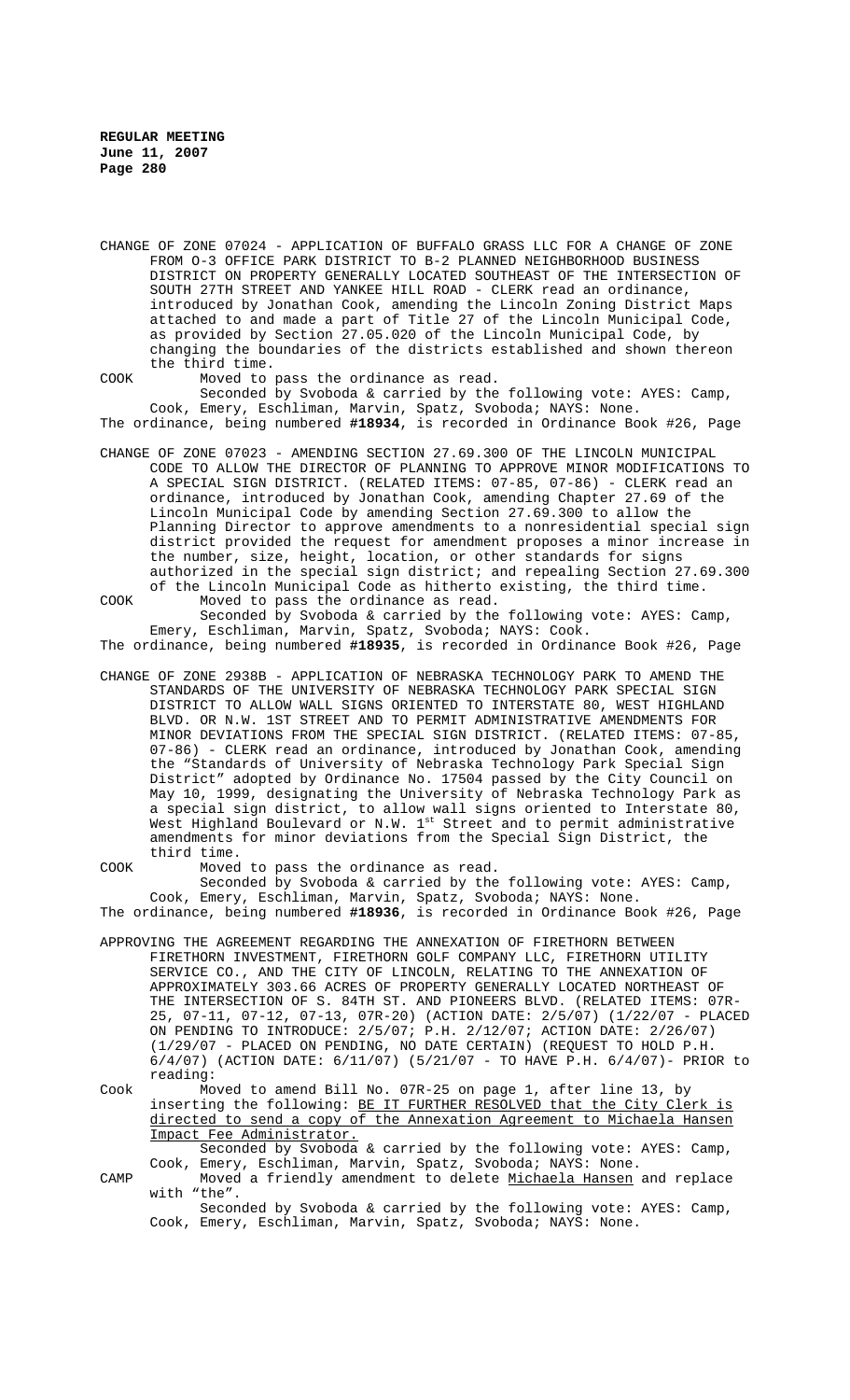CHANGE OF ZONE 07024 - APPLICATION OF BUFFALO GRASS LLC FOR A CHANGE OF ZONE FROM O-3 OFFICE PARK DISTRICT TO B-2 PLANNED NEIGHBORHOOD BUSINESS DISTRICT ON PROPERTY GENERALLY LOCATED SOUTHEAST OF THE INTERSECTION OF SOUTH 27TH STREET AND YANKEE HILL ROAD - CLERK read an ordinance, introduced by Jonathan Cook, amending the Lincoln Zoning District Maps attached to and made a part of Title 27 of the Lincoln Municipal Code, as provided by Section 27.05.020 of the Lincoln Municipal Code, by changing the boundaries of the districts established and shown thereon the third time.

COOK Moved to pass the ordinance as read.

Seconded by Svoboda & carried by the following vote: AYES: Camp, Cook, Emery, Eschliman, Marvin, Spatz, Svoboda; NAYS: None.

The ordinance, being numbered **#18934**, is recorded in Ordinance Book #26, Page

CHANGE OF ZONE 07023 - AMENDING SECTION 27.69.300 OF THE LINCOLN MUNICIPAL CODE TO ALLOW THE DIRECTOR OF PLANNING TO APPROVE MINOR MODIFICATIONS TO A SPECIAL SIGN DISTRICT. (RELATED ITEMS: 07-85, 07-86) - CLERK read an ordinance, introduced by Jonathan Cook, amending Chapter 27.69 of the Lincoln Municipal Code by amending Section 27.69.300 to allow the Planning Director to approve amendments to a nonresidential special sign district provided the request for amendment proposes a minor increase in the number, size, height, location, or other standards for signs authorized in the special sign district; and repealing Section 27.69.300 of the Lincoln Municipal Code as hitherto existing, the third time.

COOK Moved to pass the ordinance as read.

Seconded by Svoboda & carried by the following vote: AYES: Camp, Emery, Eschliman, Marvin, Spatz, Svoboda; NAYS: Cook.

The ordinance, being numbered **#18935**, is recorded in Ordinance Book #26, Page

CHANGE OF ZONE 2938B - APPLICATION OF NEBRASKA TECHNOLOGY PARK TO AMEND THE STANDARDS OF THE UNIVERSITY OF NEBRASKA TECHNOLOGY PARK SPECIAL SIGN DISTRICT TO ALLOW WALL SIGNS ORIENTED TO INTERSTATE 80, WEST HIGHLAND BLVD. OR N.W. 1ST STREET AND TO PERMIT ADMINISTRATIVE AMENDMENTS FOR MINOR DEVIATIONS FROM THE SPECIAL SIGN DISTRICT. (RELATED ITEMS: 07-85, 07-86) - CLERK read an ordinance, introduced by Jonathan Cook, amending the "Standards of University of Nebraska Technology Park Special Sign District" adopted by Ordinance No. 17504 passed by the City Council on May 10, 1999, designating the University of Nebraska Technology Park as a special sign district, to allow wall signs oriented to Interstate 80, West Highland Boulevard or N.W. 1st Street and to permit administrative amendments for minor deviations from the Special Sign District, the third time.

COOK Moved to pass the ordinance as read.

Seconded by Svoboda & carried by the following vote: AYES: Camp, Cook, Emery, Eschliman, Marvin, Spatz, Svoboda; NAYS: None.

The ordinance, being numbered **#18936**, is recorded in Ordinance Book #26, Page

APPROVING THE AGREEMENT REGARDING THE ANNEXATION OF FIRETHORN BETWEEN FIRETHORN INVESTMENT, FIRETHORN GOLF COMPANY LLC, FIRETHORN UTILITY SERVICE CO., AND THE CITY OF LINCOLN, RELATING TO THE ANNEXATION OF APPROXIMATELY 303.66 ACRES OF PROPERTY GENERALLY LOCATED NORTHEAST OF THE INTERSECTION OF S. 84TH ST. AND PIONEERS BLVD. (RELATED ITEMS: 07R-25, 07-11, 07-12, 07-13, 07R-20) (ACTION DATE: 2/5/07) (1/22/07 - PLACED ON PENDING TO INTRODUCE: 2/5/07; P.H. 2/12/07; ACTION DATE: 2/26/07) (1/29/07 - PLACED ON PENDING, NO DATE CERTAIN) (REQUEST TO HOLD P.H. 6/4/07) (ACTION DATE: 6/11/07) (5/21/07 - TO HAVE P.H. 6/4/07)- PRIOR to reading:

Cook Moved to amend Bill No. 07R-25 on page 1, after line 13, by inserting the following: BE IT FURTHER RESOLVED that the City Clerk is directed to send a copy of the Annexation Agreement to Michaela Hansen Impact Fee Administrator.

Seconded by Svoboda & carried by the following vote: AYES: Camp, Cook, Emery, Eschliman, Marvin, Spatz, Svoboda; NAYS: None.

CAMP Moved a friendly amendment to delete Michaela Hansen and replace with "the".

Seconded by Svoboda & carried by the following vote: AYES: Camp, Cook, Emery, Eschliman, Marvin, Spatz, Svoboda; NAYS: None.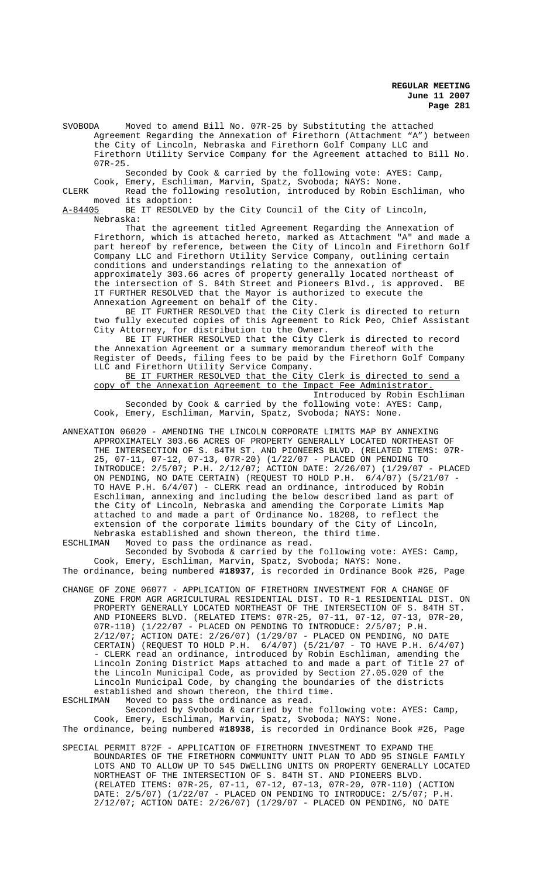SVOBODA Moved to amend Bill No. 07R-25 by Substituting the attached Agreement Regarding the Annexation of Firethorn (Attachment "A") between the City of Lincoln, Nebraska and Firethorn Golf Company LLC and Firethorn Utility Service Company for the Agreement attached to Bill No. 07R-25.

Seconded by Cook & carried by the following vote: AYES: Camp, Cook, Emery, Eschliman, Marvin, Spatz, Svoboda; NAYS: None.

CLERK Read the following resolution, introduced by Robin Eschliman, who moved its adoption:

A-84405 BE IT RESOLVED by the City Council of the City of Lincoln, Nebraska:

That the agreement titled Agreement Regarding the Annexation of Firethorn, which is attached hereto, marked as Attachment "A" and made a part hereof by reference, between the City of Lincoln and Firethorn Golf Company LLC and Firethorn Utility Service Company, outlining certain conditions and understandings relating to the annexation of approximately 303.66 acres of property generally located northeast of the intersection of S. 84th Street and Pioneers Blvd., is approved. BE IT FURTHER RESOLVED that the Mayor is authorized to execute the Annexation Agreement on behalf of the City.

BE IT FURTHER RESOLVED that the City Clerk is directed to return two fully executed copies of this Agreement to Rick Peo, Chief Assistant City Attorney, for distribution to the Owner.

BE IT FURTHER RESOLVED that the City Clerk is directed to record the Annexation Agreement or a summary memorandum thereof with the Register of Deeds, filing fees to be paid by the Firethorn Golf Company LLC and Firethorn Utility Service Company.

BE IT FURTHER RESOLVED that the City Clerk is directed to send a copy of the Annexation Agreement to the Impact Fee Administrator.

Introduced by Robin Eschliman

Seconded by Cook & carried by the following vote: AYES: Camp, Cook, Emery, Eschliman, Marvin, Spatz, Svoboda; NAYS: None.

ANNEXATION 06020 - AMENDING THE LINCOLN CORPORATE LIMITS MAP BY ANNEXING APPROXIMATELY 303.66 ACRES OF PROPERTY GENERALLY LOCATED NORTHEAST OF THE INTERSECTION OF S. 84TH ST. AND PIONEERS BLVD. (RELATED ITEMS: 07R-25, 07-11, 07-12, 07-13, 07R-20) (1/22/07 - PLACED ON PENDING TO INTRODUCE: 2/5/07; P.H. 2/12/07; ACTION DATE: 2/26/07) (1/29/07 - PLACED ON PENDING, NO DATE CERTAIN) (REQUEST TO HOLD P.H. 6/4/07) (5/21/07 - TO HAVE P.H. 6/4/07) - CLERK read an ordinance, introduced by Robin Eschliman, annexing and including the below described land as part of the City of Lincoln, Nebraska and amending the Corporate Limits Map attached to and made a part of Ordinance No. 18208, to reflect the extension of the corporate limits boundary of the City of Lincoln, Nebraska established and shown thereon, the third time.

ESCHLIMAN Moved to pass the ordinance as read.

Seconded by Svoboda & carried by the following vote: AYES: Camp, Cook, Emery, Eschliman, Marvin, Spatz, Svoboda; NAYS: None.

The ordinance, being numbered **#18937**, is recorded in Ordinance Book #26, Page

CHANGE OF ZONE 06077 - APPLICATION OF FIRETHORN INVESTMENT FOR A CHANGE OF ZONE FROM AGR AGRICULTURAL RESIDENTIAL DIST. TO R-1 RESIDENTIAL DIST. ON PROPERTY GENERALLY LOCATED NORTHEAST OF THE INTERSECTION OF S. 84TH ST. AND PIONEERS BLVD. (RELATED ITEMS: 07R-25, 07-11, 07-12, 07-13, 07R-20, 07R-110) (1/22/07 - PLACED ON PENDING TO INTRODUCE: 2/5/07; P.H. 2/12/07; ACTION DATE: 2/26/07) (1/29/07 - PLACED ON PENDING, NO DATE CERTAIN) (REQUEST TO HOLD P.H. 6/4/07) (5/21/07 - TO HAVE P.H. 6/4/07) - CLERK read an ordinance, introduced by Robin Eschliman, amending the Lincoln Zoning District Maps attached to and made a part of Title 27 of the Lincoln Municipal Code, as provided by Section 27.05.020 of the Lincoln Municipal Code, by changing the boundaries of the districts established and shown thereon, the third time.

ESCHLIMAN Moved to pass the ordinance as read.

Seconded by Svoboda & carried by the following vote: AYES: Camp, Cook, Emery, Eschliman, Marvin, Spatz, Svoboda; NAYS: None.

The ordinance, being numbered **#18938**, is recorded in Ordinance Book #26, Page

SPECIAL PERMIT 872F - APPLICATION OF FIRETHORN INVESTMENT TO EXPAND THE BOUNDARIES OF THE FIRETHORN COMMUNITY UNIT PLAN TO ADD 95 SINGLE FAMILY LOTS AND TO ALLOW UP TO 545 DWELLING UNITS ON PROPERTY GENERALLY LOCATED NORTHEAST OF THE INTERSECTION OF S. 84TH ST. AND PIONEERS BLVD. (RELATED ITEMS: 07R-25, 07-11, 07-12, 07-13, 07R-20, 07R-110) (ACTION DATE: 2/5/07) (1/22/07 - PLACED ON PENDING TO INTRODUCE: 2/5/07; P.H. 2/12/07; ACTION DATE: 2/26/07) (1/29/07 - PLACED ON PENDING, NO DATE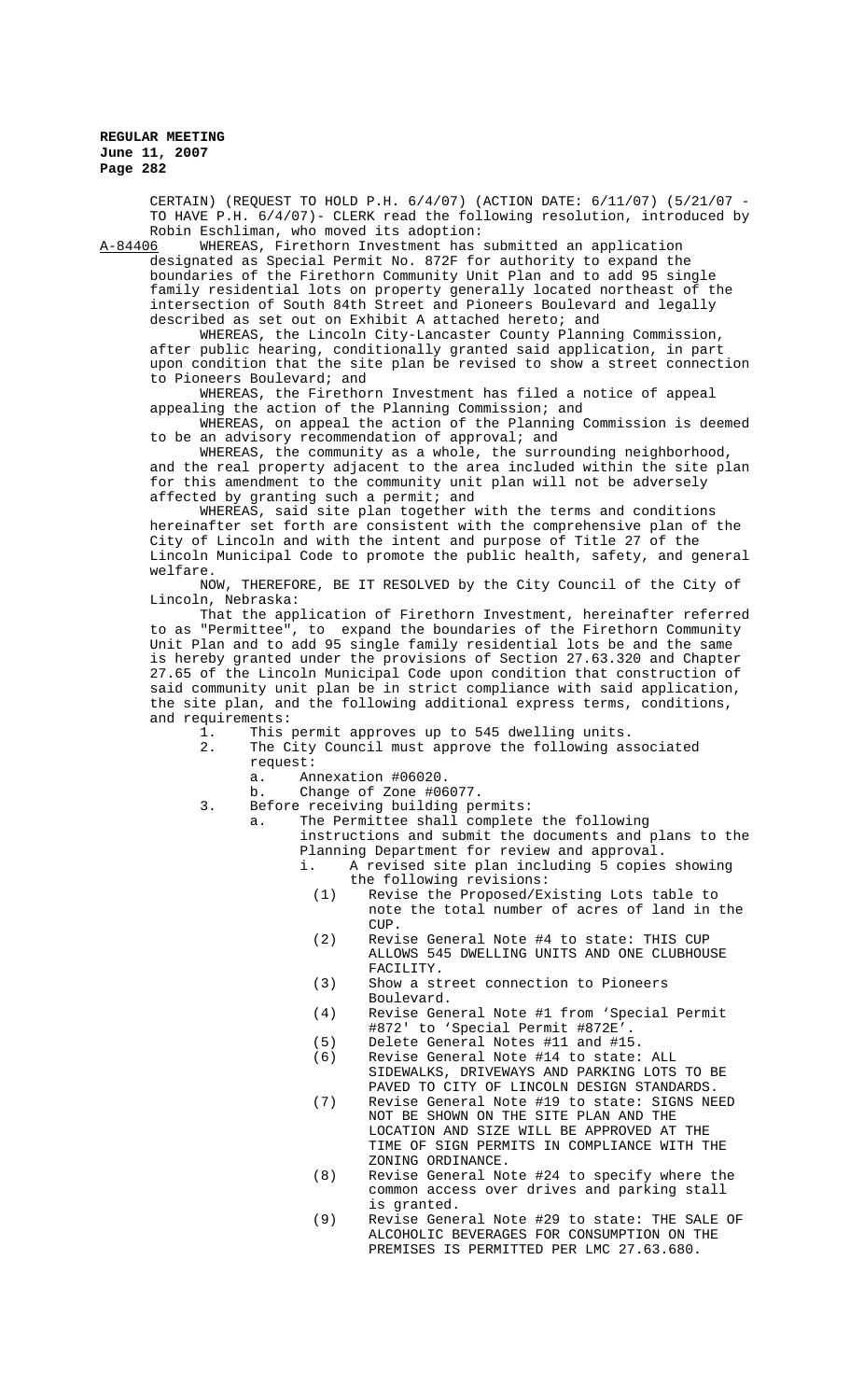CERTAIN) (REQUEST TO HOLD P.H. 6/4/07) (ACTION DATE: 6/11/07) (5/21/07 - TO HAVE P.H. 6/4/07)- CLERK read the following resolution, introduced by Robin Eschliman, who moved its adoption:

A-84406 WHEREAS, Firethorn Investment has submitted an application designated as Special Permit No. 872F for authority to expand the boundaries of the Firethorn Community Unit Plan and to add 95 single family residential lots on property generally located northeast of the intersection of South 84th Street and Pioneers Boulevard and legally described as set out on Exhibit A attached hereto; and

WHEREAS, the Lincoln City-Lancaster County Planning Commission, after public hearing, conditionally granted said application, in part upon condition that the site plan be revised to show a street connection to Pioneers Boulevard; and

WHEREAS, the Firethorn Investment has filed a notice of appeal appealing the action of the Planning Commission; and

WHEREAS, on appeal the action of the Planning Commission is deemed to be an advisory recommendation of approval; and

WHEREAS, the community as a whole, the surrounding neighborhood, and the real property adjacent to the area included within the site plan for this amendment to the community unit plan will not be adversely affected by granting such a permit; and

WHEREAS, said site plan together with the terms and conditions hereinafter set forth are consistent with the comprehensive plan of the City of Lincoln and with the intent and purpose of Title 27 of the Lincoln Municipal Code to promote the public health, safety, and general welfare.

NOW, THEREFORE, BE IT RESOLVED by the City Council of the City of Lincoln, Nebraska:

That the application of Firethorn Investment, hereinafter referred to as "Permittee", to expand the boundaries of the Firethorn Community Unit Plan and to add 95 single family residential lots be and the same is hereby granted under the provisions of Section 27.63.320 and Chapter 27.65 of the Lincoln Municipal Code upon condition that construction of said community unit plan be in strict compliance with said application, the site plan, and the following additional express terms, conditions, and requirements:

1. This permit approves up to 545 dwelling units.
2. The City Council must approve the following associated request:
   a. Annexation #06020.
   b. Change of Zone #06077.
3. Before receiving building permits:
   a. The Permittee shall complete the following instructions and submit the documents and plans to the Planning Department for review and approval.
      i. A revised site plan including 5 copies showing the following revisions:
         (1) Revise the Proposed/Existing Lots table to note the total number of acres of land in the CUP.
         (2) Revise General Note #4 to state: THIS CUP ALLOWS 545 DWELLING UNITS AND ONE CLUBHOUSE FACILITY.
         (3) Show a street connection to Pioneers Boulevard.
         (4) Revise General Note #1 from 'Special Permit #872' to 'Special Permit #872E'.
         (5) Delete General Notes #11 and #15.
         (6) Revise General Note #14 to state: ALL SIDEWALKS, DRIVEWAYS AND PARKING LOTS TO BE PAVED TO CITY OF LINCOLN DESIGN STANDARDS.
         (7) Revise General Note #19 to state: SIGNS NEED NOT BE SHOWN ON THE SITE PLAN AND THE LOCATION AND SIZE WILL BE APPROVED AT THE TIME OF SIGN PERMITS IN COMPLIANCE WITH THE ZONING ORDINANCE.
         (8) Revise General Note #24 to specify where the common access over drives and parking stall is granted.
         (9) Revise General Note #29 to state: THE SALE OF ALCOHOLIC BEVERAGES FOR CONSUMPTION ON THE PREMISES IS PERMITTED PER LMC 27.63.680.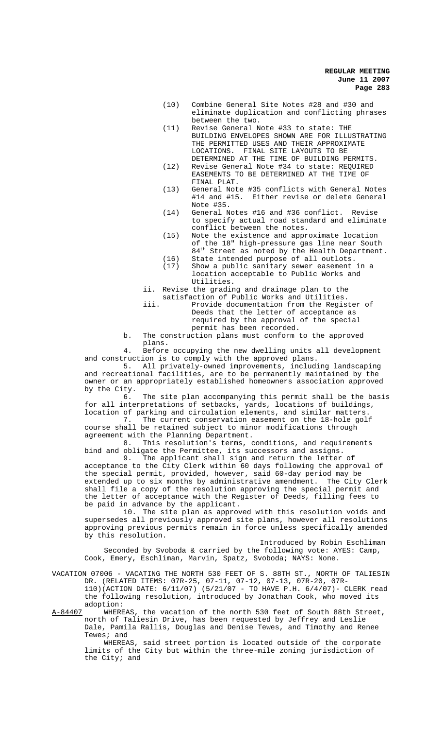(10) Combine General Site Notes #28 and #30 and eliminate duplication and conflicting phrases between the two.

(11) Revise General Note #33 to state: THE BUILDING ENVELOPES SHOWN ARE FOR ILLUSTRATING THE PERMITTED USES AND THEIR APPROXIMATE LOCATIONS. FINAL SITE LAYOUTS TO BE DETERMINED AT THE TIME OF BUILDING PERMITS.

(12) Revise General Note #34 to state: REQUIRED EASEMENTS TO BE DETERMINED AT THE TIME OF FINAL PLAT.

(13) General Note #35 conflicts with General Notes #14 and #15. Either revise or delete General Note #35.

(14) General Notes #16 and #36 conflict. Revise to specify actual road standard and eliminate conflict between the notes.

(15) Note the existence and approximate location of the 18" high-pressure gas line near South 84th Street as noted by the Health Department.

(16) State intended purpose of all outlots.

(17) Show a public sanitary sewer easement in a location acceptable to Public Works and Utilities.

ii. Revise the grading and drainage plan to the satisfaction of Public Works and Utilities.

iii. Provide documentation from the Register of Deeds that the letter of acceptance as required by the approval of the special permit has been recorded.

b. The construction plans must conform to the approved plans.

4. Before occupying the new dwelling units all development and construction is to comply with the approved plans.

5. All privately-owned improvements, including landscaping and recreational facilities, are to be permanently maintained by the owner or an appropriately established homeowners association approved by the City.

6. The site plan accompanying this permit shall be the basis for all interpretations of setbacks, yards, locations of buildings, location of parking and circulation elements, and similar matters.

7. The current conservation easement on the 18-hole golf course shall be retained subject to minor modifications through agreement with the Planning Department.

8. This resolution's terms, conditions, and requirements bind and obligate the Permittee, its successors and assigns.

9. The applicant shall sign and return the letter of acceptance to the City Clerk within 60 days following the approval of the special permit, provided, however, said 60-day period may be extended up to six months by administrative amendment. The City Clerk shall file a copy of the resolution approving the special permit and the letter of acceptance with the Register of Deeds, filling fees to be paid in advance by the applicant.

10. The site plan as approved with this resolution voids and supersedes all previously approved site plans, however all resolutions approving previous permits remain in force unless specifically amended by this resolution.

Introduced by Robin Eschliman

Seconded by Svoboda & carried by the following vote: AYES: Camp, Cook, Emery, Eschliman, Marvin, Spatz, Svoboda; NAYS: None.

VACATION 07006 - VACATING THE NORTH 530 FEET OF S. 88TH ST., NORTH OF TALIESIN DR. (RELATED ITEMS: 07R-25, 07-11, 07-12, 07-13, 07R-20, 07R-110)(ACTION DATE: 6/11/07) (5/21/07 - TO HAVE P.H. 6/4/07)- CLERK read the following resolution, introduced by Jonathan Cook, who moved its adoption:

A-84407 WHEREAS, the vacation of the north 530 feet of South 88th Street, north of Taliesin Drive, has been requested by Jeffrey and Leslie Dale, Pamila Rallis, Douglas and Denise Tewes, and Timothy and Renee Tewes; and

WHEREAS, said street portion is located outside of the corporate limits of the City but within the three-mile zoning jurisdiction of the City; and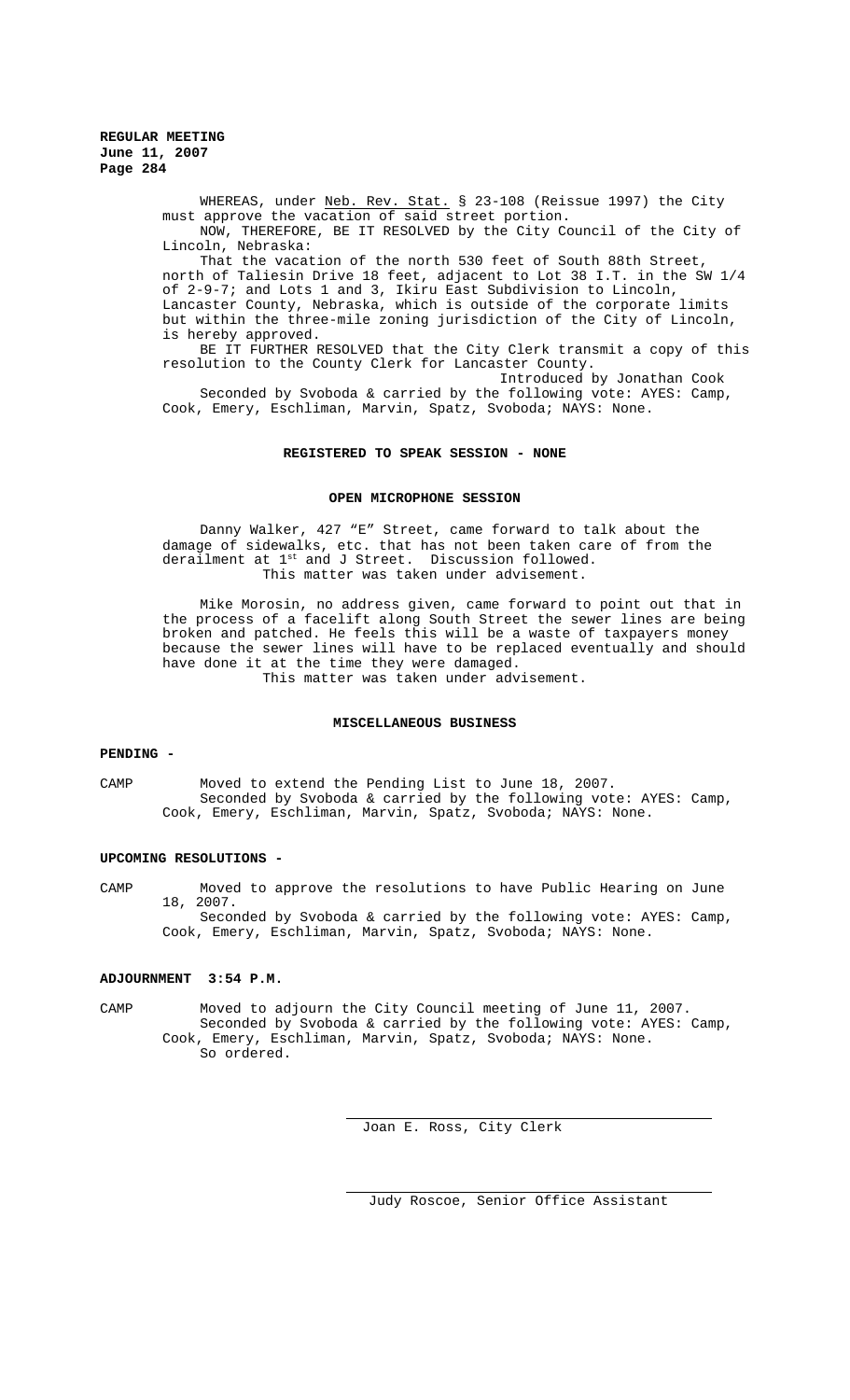WHEREAS, under Neb. Rev. Stat. § 23-108 (Reissue 1997) the City must approve the vacation of said street portion.

NOW, THEREFORE, BE IT RESOLVED by the City Council of the City of Lincoln, Nebraska:

That the vacation of the north 530 feet of South 88th Street, north of Taliesin Drive 18 feet, adjacent to Lot 38 I.T. in the SW 1/4 of 2-9-7; and Lots 1 and 3, Ikiru East Subdivision to Lincoln, Lancaster County, Nebraska, which is outside of the corporate limits but within the three-mile zoning jurisdiction of the City of Lincoln, is hereby approved.

BE IT FURTHER RESOLVED that the City Clerk transmit a copy of this resolution to the County Clerk for Lancaster County.

Introduced by Jonathan Cook

Seconded by Svoboda & carried by the following vote: AYES: Camp, Cook, Emery, Eschliman, Marvin, Spatz, Svoboda; NAYS: None.

**REGISTERED TO SPEAK SESSION - NONE**

**OPEN MICROPHONE SESSION**

Danny Walker, 427 "E" Street, came forward to talk about the damage of sidewalks, etc. that has not been taken care of from the derailment at 1st and J Street. Discussion followed.

This matter was taken under advisement.

Mike Morosin, no address given, came forward to point out that in the process of a facelift along South Street the sewer lines are being broken and patched. He feels this will be a waste of taxpayers money because the sewer lines will have to be replaced eventually and should have done it at the time they were damaged.

This matter was taken under advisement.

**MISCELLANEOUS BUSINESS**

**PENDING -**

CAMP Moved to extend the Pending List to June 18, 2007.

Seconded by Svoboda & carried by the following vote: AYES: Camp, Cook, Emery, Eschliman, Marvin, Spatz, Svoboda; NAYS: None.

**UPCOMING RESOLUTIONS -**

CAMP Moved to approve the resolutions to have Public Hearing on June 18, 2007.

Seconded by Svoboda & carried by the following vote: AYES: Camp, Cook, Emery, Eschliman, Marvin, Spatz, Svoboda; NAYS: None.

**ADJOURNMENT 3:54 P.M.**

CAMP Moved to adjourn the City Council meeting of June 11, 2007.

Seconded by Svoboda & carried by the following vote: AYES: Camp, Cook, Emery, Eschliman, Marvin, Spatz, Svoboda; NAYS: None.

So ordered.

Joan E. Ross, City Clerk

Judy Roscoe, Senior Office Assistant